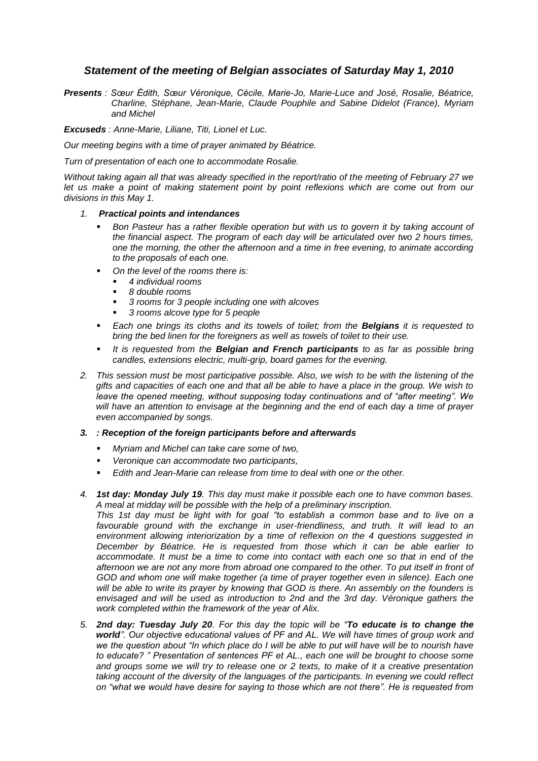## *Statement of the meeting of Belgian associates of Saturday May 1, 2010*

***Presents** : Sœur Édith, Sœur Véronique, Cécile, Marie-Jo, Marie-Luce and José, Rosalie, Béatrice, Charline, Stéphane, Jean-Marie, Claude Pouphile and Sabine Didelot (France), Myriam and Michel*

***Excuseds** : Anne-Marie, Liliane, Titi, Lionel et Luc.*

*Our meeting begins with a time of prayer animated by Béatrice.*

*Turn of presentation of each one to accommodate Rosalie.*

*Without taking again all that was already specified in the report/ratio of the meeting of February 27 we let us make a point of making statement point by point reflexions which are come out from our divisions in this May 1.*

1. ***Practical points and intendances***
   - *Bon Pasteur has a rather flexible operation but with us to govern it by taking account of the financial aspect. The program of each day will be articulated over two 2 hours times, one the morning, the other the afternoon and a time in free evening, to animate according to the proposals of each one.*
   - *On the level of the rooms there is:*
     - *4 individual rooms*
     - *8 double rooms*
     - *3 rooms for 3 people including one with alcoves*
     - *3 rooms alcove type for 5 people*
   - *Each one brings its cloths and its towels of toilet; from the **Belgians** it is requested to bring the bed linen for the foreigners as well as towels of toilet to their use.*
   - *It is requested from the **Belgian and French participants** to as far as possible bring candles, extensions electric, multi-grip, board games for the evening.*
2. *This session must be most participative possible. Also, we wish to be with the listening of the gifts and capacities of each one and that all be able to have a place in the group. We wish to leave the opened meeting, without supposing today continuations and of "after meeting". We will have an attention to envisage at the beginning and the end of each day a time of prayer even accompanied by songs.*
3. ***: Reception of the foreign participants before and afterwards***
   - *Myriam and Michel can take care some of two,*
   - *Veronique can accommodate two participants,*
   - *Edith and Jean-Marie can release from time to deal with one or the other.*
4. ***1st day: Monday July 19**. This day must make it possible each one to have common bases. A meal at midday will be possible with the help of a preliminary inscription.*
   *This 1st day must be light with for goal "to establish a common base and to live on a favourable ground with the exchange in user-friendliness, and truth. It will lead to an environment allowing interiorization by a time of reflexion on the 4 questions suggested in December by Béatrice. He is requested from those which it can be able earlier to accommodate. It must be a time to come into contact with each one so that in end of the afternoon we are not any more from abroad one compared to the other. To put itself in front of GOD and whom one will make together (a time of prayer together even in silence). Each one will be able to write its prayer by knowing that GOD is there. An assembly on the founders is envisaged and will be used as introduction to 2nd and the 3rd day. Véronique gathers the work completed within the framework of the year of Alix.*
5. ***2nd day: Tuesday July 20**. For this day the topic will be "**To educate is to change the world**". Our objective educational values of PF and AL. We will have times of group work and we the question about "In which place do I will be able to put will have will be to nourish have to educate? " Presentation of sentences PF et AL., each one will be brought to choose some and groups some we will try to release one or 2 texts, to make of it a creative presentation taking account of the diversity of the languages of the participants. In evening we could reflect on "what we would have desire for saying to those which are not there". He is requested from*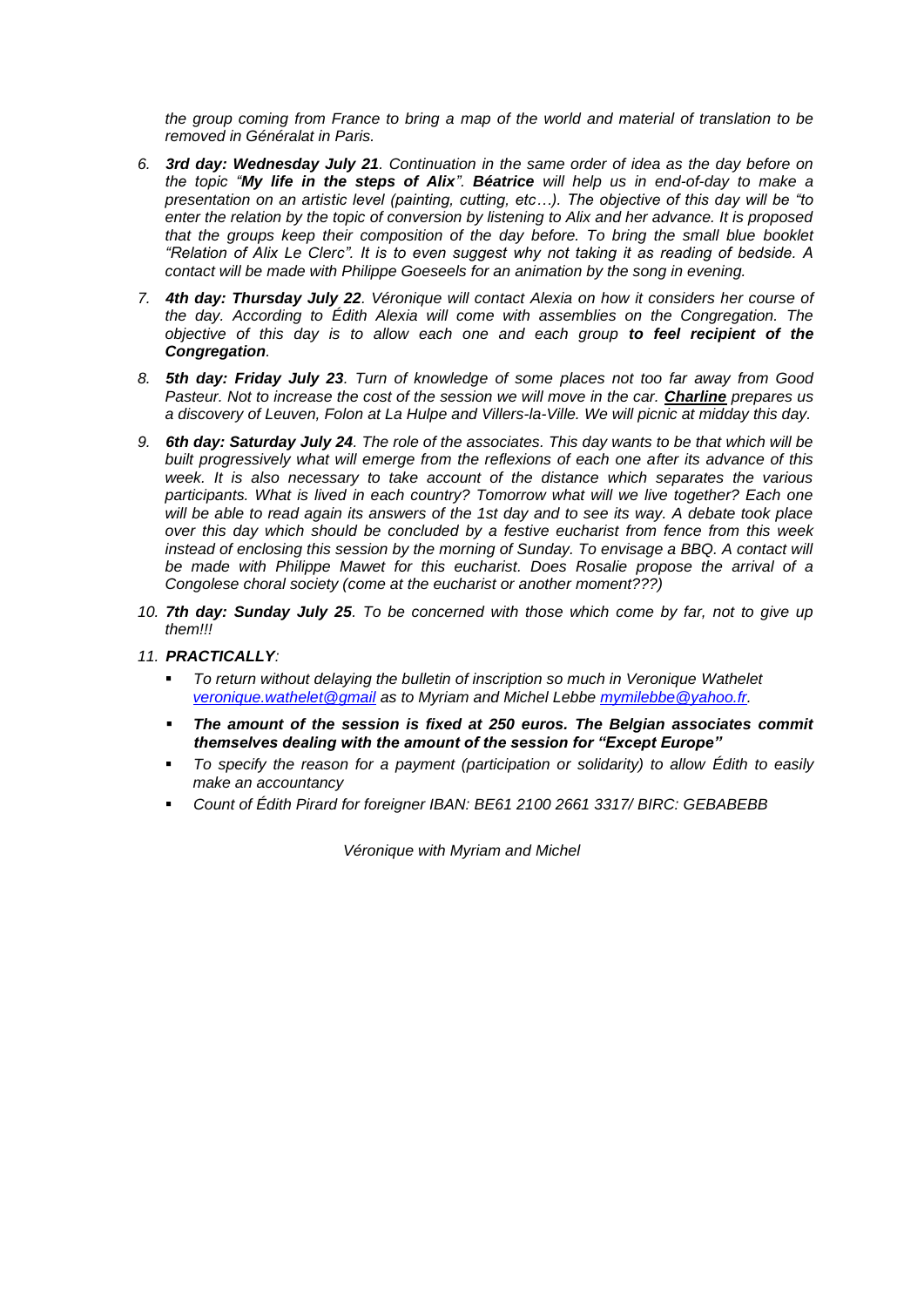*the group coming from France to bring a map of the world and material of translation to be removed in Généralat in Paris.*

6. ***3rd day: Wednesday July 21****. Continuation in the same order of idea as the day before on the topic "****My life in the steps of Alix****". **Béatrice** will help us in end-of-day to make a presentation on an artistic level (painting, cutting, etc…). The objective of this day will be "to enter the relation by the topic of conversion by listening to Alix and her advance. It is proposed that the groups keep their composition of the day before. To bring the small blue booklet "Relation of Alix Le Clerc". It is to even suggest why not taking it as reading of bedside. A contact will be made with Philippe Goeseels for an animation by the song in evening.*

7. ***4th day: Thursday July 22****. Véronique will contact Alexia on how it considers her course of the day. According to Édith Alexia will come with assemblies on the Congregation. The objective of this day is to allow each one and each group* ***to feel recipient of the Congregation****.*

8. ***5th day: Friday July 23****. Turn of knowledge of some places not too far away from Good Pasteur. Not to increase the cost of the session we will move in the car.* ***Charline*** *prepares us a discovery of Leuven, Folon at La Hulpe and Villers-la-Ville. We will picnic at midday this day.*

9. ***6th day: Saturday July 24****. The role of the associates. This day wants to be that which will be built progressively what will emerge from the reflexions of each one after its advance of this week. It is also necessary to take account of the distance which separates the various participants. What is lived in each country? Tomorrow what will we live together? Each one will be able to read again its answers of the 1st day and to see its way. A debate took place over this day which should be concluded by a festive eucharist from fence from this week instead of enclosing this session by the morning of Sunday. To envisage a BBQ. A contact will be made with Philippe Mawet for this eucharist. Does Rosalie propose the arrival of a Congolese choral society (come at the eucharist or another moment???)*

10. ***7th day: Sunday July 25****. To be concerned with those which come by far, not to give up them!!!*

11. ***PRACTICALLY****:*

    - *To return without delaying the bulletin of inscription so much in Veronique Wathelet [veronique.wathelet@gmail](mailto:veronique.wathelet@gmail) as to Myriam and Michel Lebbe [mymilebbe@yahoo.fr](mailto:mymilebbe@yahoo.fr).*
    - ***The amount of the session is fixed at 250 euros. The Belgian associates commit themselves dealing with the amount of the session for "Except Europe"***
    - *To specify the reason for a payment (participation or solidarity) to allow Édith to easily make an accountancy*
    - *Count of Édith Pirard for foreigner IBAN: BE61 2100 2661 3317/ BIRC: GEBABEBB*

*Véronique with Myriam and Michel*